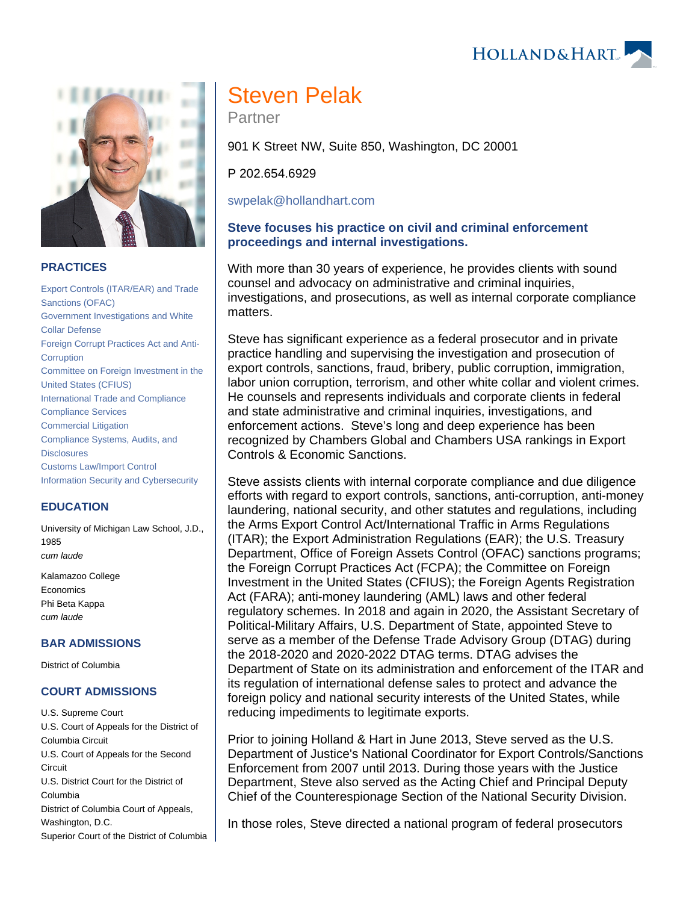# Steven Pelak

Partner

901 K Street NW, Suite 850, Washington, DC 20001

P 202.654.6929

swpelak@hollandhart.com

**Steve focuses his practice on civil and criminal enforcement proceedings and internal investigations.**

With more than 30 years of experience, he provides clients with sound counsel and advocacy on administrative and criminal inquiries, investigations, and prosecutions, as well as internal corporate compliance matters.

Steve has significant experience as a federal prosecutor and in private practice handling and supervising the investigation and prosecution of export controls, sanctions, fraud, bribery, public corruption, immigration, labor union corruption, terrorism, and other white collar and violent crimes. He counsels and represents individuals and corporate clients in federal and state administrative and criminal inquiries, investigations, and enforcement actions. Steve's long and deep experience has been recognized by Chambers Global and Chambers USA rankings in Export Controls & Economic Sanctions.

Steve assists clients with internal corporate compliance and due diligence efforts with regard to export controls, sanctions, anti-corruption, anti-money laundering, national security, and other statutes and regulations, including the Arms Export Control Act/International Traffic in Arms Regulations (ITAR); the Export Administration Regulations (EAR); the U.S. Treasury Department, Office of Foreign Assets Control (OFAC) sanctions programs; the Foreign Corrupt Practices Act (FCPA); the Committee on Foreign Investment in the United States (CFIUS); the Foreign Agents Registration Act (FARA); anti-money laundering (AML) laws and other federal regulatory schemes. In 2018 and again in 2020, the Assistant Secretary of Political-Military Affairs, U.S. Department of State, appointed Steve to serve as a member of the Defense Trade Advisory Group (DTAG) during the 2018-2020 and 2020-2022 DTAG terms. DTAG advises the Department of State on its administration and enforcement of the ITAR and its regulation of international defense sales to protect and advance the foreign policy and national security interests of the United States, while reducing impediments to legitimate exports.

Prior to joining Holland & Hart in June 2013, Steve served as the U.S. Department of Justice's National Coordinator for Export Controls/Sanctions Enforcement from 2007 until 2013. During those years with the Justice Department, Steve also served as the Acting Chief and Principal Deputy Chief of the Counterespionage Section of the National Security Division.

In those roles, Steve directed a national program of federal prosecutors

## PRACTICES

- Export Controls (ITAR/EAR) and Trade Sanctions (OFAC)
- Government Investigations and White Collar Defense
- Foreign Corrupt Practices Act and Anti-Corruption
- Committee on Foreign Investment in the United States (CFIUS)
- International Trade and Compliance
- Compliance Services
- Commercial Litigation
- Compliance Systems, Audits, and Disclosures
- Customs Law/Import Control
- Information Security and Cybersecurity

## EDUCATION

University of Michigan Law School, J.D., 1985
*cum laude*

Kalamazoo College
Economics
Phi Beta Kappa
*cum laude*

## BAR ADMISSIONS

District of Columbia

## COURT ADMISSIONS

- U.S. Supreme Court
- U.S. Court of Appeals for the District of Columbia Circuit
- U.S. Court of Appeals for the Second Circuit
- U.S. District Court for the District of Columbia
- District of Columbia Court of Appeals, Washington, D.C.
- Superior Court of the District of Columbia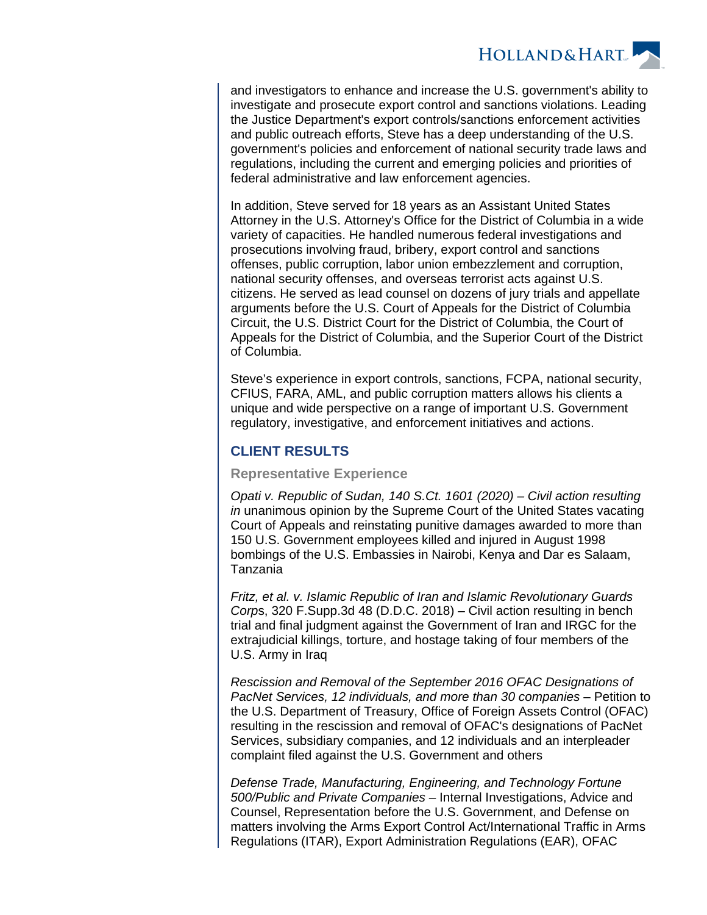and investigators to enhance and increase the U.S. government's ability to investigate and prosecute export control and sanctions violations. Leading the Justice Department's export controls/sanctions enforcement activities and public outreach efforts, Steve has a deep understanding of the U.S. government's policies and enforcement of national security trade laws and regulations, including the current and emerging policies and priorities of federal administrative and law enforcement agencies.

In addition, Steve served for 18 years as an Assistant United States Attorney in the U.S. Attorney's Office for the District of Columbia in a wide variety of capacities. He handled numerous federal investigations and prosecutions involving fraud, bribery, export control and sanctions offenses, public corruption, labor union embezzlement and corruption, national security offenses, and overseas terrorist acts against U.S. citizens. He served as lead counsel on dozens of jury trials and appellate arguments before the U.S. Court of Appeals for the District of Columbia Circuit, the U.S. District Court for the District of Columbia, the Court of Appeals for the District of Columbia, and the Superior Court of the District of Columbia.

Steve's experience in export controls, sanctions, FCPA, national security, CFIUS, FARA, AML, and public corruption matters allows his clients a unique and wide perspective on a range of important U.S. Government regulatory, investigative, and enforcement initiatives and actions.

## CLIENT RESULTS

### Representative Experience

*Opati v. Republic of Sudan, 140 S.Ct. 1601 (2020) – Civil action resulting in* unanimous opinion by the Supreme Court of the United States vacating Court of Appeals and reinstating punitive damages awarded to more than 150 U.S. Government employees killed and injured in August 1998 bombings of the U.S. Embassies in Nairobi, Kenya and Dar es Salaam, Tanzania

*Fritz, et al. v. Islamic Republic of Iran and Islamic Revolutionary Guards Corp*s, 320 F.Supp.3d 48 (D.D.C. 2018) – Civil action resulting in bench trial and final judgment against the Government of Iran and IRGC for the extrajudicial killings, torture, and hostage taking of four members of the U.S. Army in Iraq

*Rescission and Removal of the September 2016 OFAC Designations of PacNet Services, 12 individuals, and more than 30 companies* – Petition to the U.S. Department of Treasury, Office of Foreign Assets Control (OFAC) resulting in the rescission and removal of OFAC's designations of PacNet Services, subsidiary companies, and 12 individuals and an interpleader complaint filed against the U.S. Government and others

*Defense Trade, Manufacturing, Engineering, and Technology Fortune 500/Public and Private Companies* – Internal Investigations, Advice and Counsel, Representation before the U.S. Government, and Defense on matters involving the Arms Export Control Act/International Traffic in Arms Regulations (ITAR), Export Administration Regulations (EAR), OFAC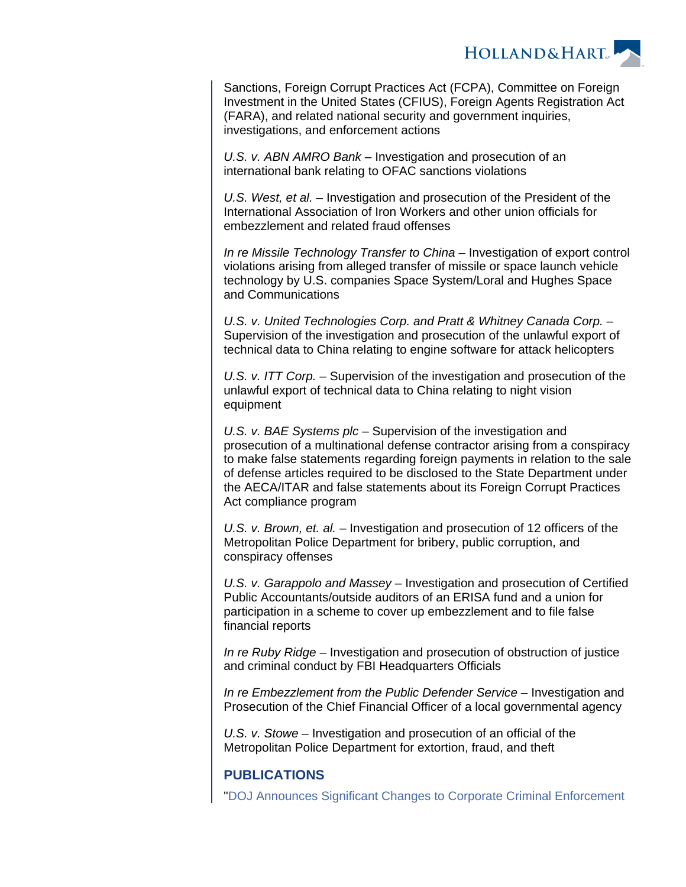Sanctions, Foreign Corrupt Practices Act (FCPA), Committee on Foreign Investment in the United States (CFIUS), Foreign Agents Registration Act (FARA), and related national security and government inquiries, investigations, and enforcement actions

*U.S. v. ABN AMRO Bank* – Investigation and prosecution of an international bank relating to OFAC sanctions violations

*U.S. West, et al.* – Investigation and prosecution of the President of the International Association of Iron Workers and other union officials for embezzlement and related fraud offenses

*In re Missile Technology Transfer to China* – Investigation of export control violations arising from alleged transfer of missile or space launch vehicle technology by U.S. companies Space System/Loral and Hughes Space and Communications

*U.S. v. United Technologies Corp. and Pratt & Whitney Canada Corp.* – Supervision of the investigation and prosecution of the unlawful export of technical data to China relating to engine software for attack helicopters

*U.S. v. ITT Corp.* – Supervision of the investigation and prosecution of the unlawful export of technical data to China relating to night vision equipment

*U.S. v. BAE Systems plc* – Supervision of the investigation and prosecution of a multinational defense contractor arising from a conspiracy to make false statements regarding foreign payments in relation to the sale of defense articles required to be disclosed to the State Department under the AECA/ITAR and false statements about its Foreign Corrupt Practices Act compliance program

*U.S. v. Brown, et. al.* – Investigation and prosecution of 12 officers of the Metropolitan Police Department for bribery, public corruption, and conspiracy offenses

*U.S. v. Garappolo and Massey* – Investigation and prosecution of Certified Public Accountants/outside auditors of an ERISA fund and a union for participation in a scheme to cover up embezzlement and to file false financial reports

*In re Ruby Ridge* – Investigation and prosecution of obstruction of justice and criminal conduct by FBI Headquarters Officials

*In re Embezzlement from the Public Defender Service* – Investigation and Prosecution of the Chief Financial Officer of a local governmental agency

*U.S. v. Stowe* – Investigation and prosecution of an official of the Metropolitan Police Department for extortion, fraud, and theft

## PUBLICATIONS

"DOJ Announces Significant Changes to Corporate Criminal Enforcement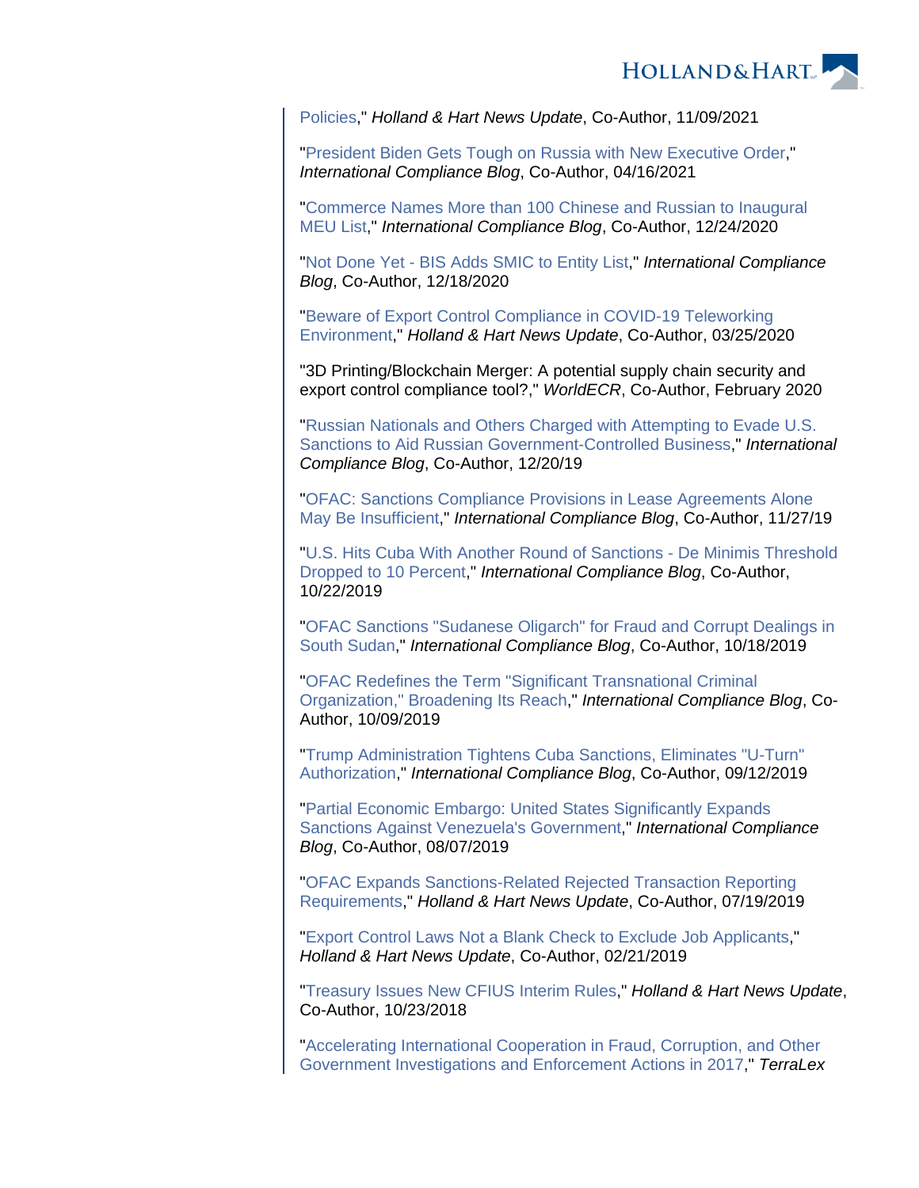Policies," *Holland & Hart News Update*, Co-Author, 11/09/2021

"President Biden Gets Tough on Russia with New Executive Order," *International Compliance Blog*, Co-Author, 04/16/2021

"Commerce Names More than 100 Chinese and Russian to Inaugural MEU List," *International Compliance Blog*, Co-Author, 12/24/2020

"Not Done Yet - BIS Adds SMIC to Entity List," *International Compliance Blog*, Co-Author, 12/18/2020

"Beware of Export Control Compliance in COVID-19 Teleworking Environment," *Holland & Hart News Update*, Co-Author, 03/25/2020

"3D Printing/Blockchain Merger: A potential supply chain security and export control compliance tool?," *WorldECR*, Co-Author, February 2020

"Russian Nationals and Others Charged with Attempting to Evade U.S. Sanctions to Aid Russian Government-Controlled Business," *International Compliance Blog*, Co-Author, 12/20/19

"OFAC: Sanctions Compliance Provisions in Lease Agreements Alone May Be Insufficient," *International Compliance Blog*, Co-Author, 11/27/19

"U.S. Hits Cuba With Another Round of Sanctions - De Minimis Threshold Dropped to 10 Percent," *International Compliance Blog*, Co-Author, 10/22/2019

"OFAC Sanctions "Sudanese Oligarch" for Fraud and Corrupt Dealings in South Sudan," *International Compliance Blog*, Co-Author, 10/18/2019

"OFAC Redefines the Term "Significant Transnational Criminal Organization," Broadening Its Reach," *International Compliance Blog*, Co-Author, 10/09/2019

"Trump Administration Tightens Cuba Sanctions, Eliminates "U-Turn" Authorization," *International Compliance Blog*, Co-Author, 09/12/2019

"Partial Economic Embargo: United States Significantly Expands Sanctions Against Venezuela's Government," *International Compliance Blog*, Co-Author, 08/07/2019

"OFAC Expands Sanctions-Related Rejected Transaction Reporting Requirements," *Holland & Hart News Update*, Co-Author, 07/19/2019

"Export Control Laws Not a Blank Check to Exclude Job Applicants," *Holland & Hart News Update*, Co-Author, 02/21/2019

"Treasury Issues New CFIUS Interim Rules," *Holland & Hart News Update*, Co-Author, 10/23/2018

"Accelerating International Cooperation in Fraud, Corruption, and Other Government Investigations and Enforcement Actions in 2017," *TerraLex*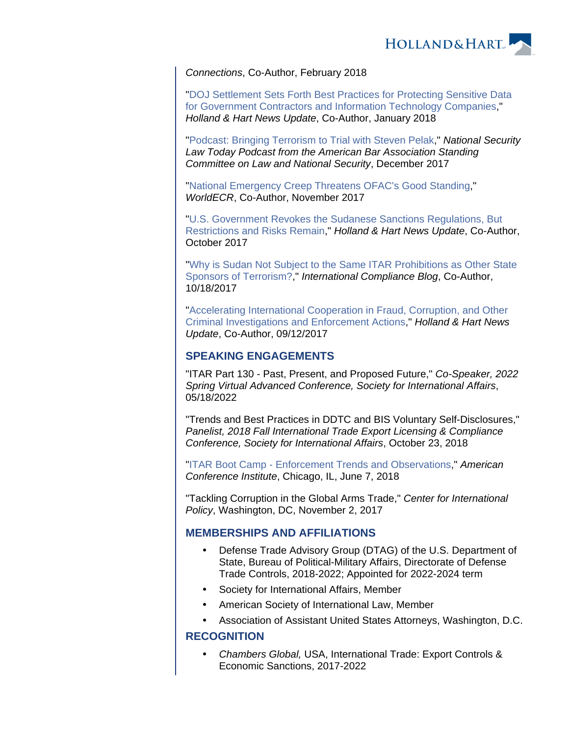*Connections*, Co-Author, February 2018

"DOJ Settlement Sets Forth Best Practices for Protecting Sensitive Data for Government Contractors and Information Technology Companies," *Holland & Hart News Update*, Co-Author, January 2018

"Podcast: Bringing Terrorism to Trial with Steven Pelak," *National Security Law Today Podcast from the American Bar Association Standing Committee on Law and National Security*, December 2017

"National Emergency Creep Threatens OFAC's Good Standing," *WorldECR*, Co-Author, November 2017

"U.S. Government Revokes the Sudanese Sanctions Regulations, But Restrictions and Risks Remain," *Holland & Hart News Update*, Co-Author, October 2017

"Why is Sudan Not Subject to the Same ITAR Prohibitions as Other State Sponsors of Terrorism?," *International Compliance Blog*, Co-Author, 10/18/2017

"Accelerating International Cooperation in Fraud, Corruption, and Other Criminal Investigations and Enforcement Actions," *Holland & Hart News Update*, Co-Author, 09/12/2017

## SPEAKING ENGAGEMENTS

"ITAR Part 130 - Past, Present, and Proposed Future," *Co-Speaker, 2022 Spring Virtual Advanced Conference, Society for International Affairs*, 05/18/2022

"Trends and Best Practices in DDTC and BIS Voluntary Self-Disclosures," *Panelist, 2018 Fall International Trade Export Licensing & Compliance Conference, Society for International Affairs*, October 23, 2018

"ITAR Boot Camp - Enforcement Trends and Observations," *American Conference Institute*, Chicago, IL, June 7, 2018

"Tackling Corruption in the Global Arms Trade," *Center for International Policy*, Washington, DC, November 2, 2017

## MEMBERSHIPS AND AFFILIATIONS

- Defense Trade Advisory Group (DTAG) of the U.S. Department of State, Bureau of Political-Military Affairs, Directorate of Defense Trade Controls, 2018-2022; Appointed for 2022-2024 term
- Society for International Affairs, Member
- American Society of International Law, Member
- Association of Assistant United States Attorneys, Washington, D.C.

## RECOGNITION

- *Chambers Global,* USA, International Trade: Export Controls & Economic Sanctions, 2017-2022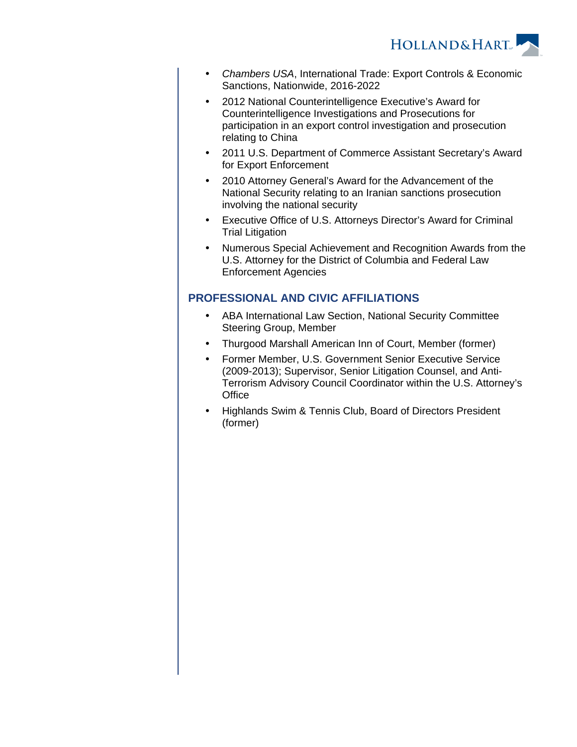- *Chambers USA*, International Trade: Export Controls & Economic Sanctions, Nationwide, 2016-2022
- 2012 National Counterintelligence Executive's Award for Counterintelligence Investigations and Prosecutions for participation in an export control investigation and prosecution relating to China
- 2011 U.S. Department of Commerce Assistant Secretary's Award for Export Enforcement
- 2010 Attorney General's Award for the Advancement of the National Security relating to an Iranian sanctions prosecution involving the national security
- Executive Office of U.S. Attorneys Director's Award for Criminal Trial Litigation
- Numerous Special Achievement and Recognition Awards from the U.S. Attorney for the District of Columbia and Federal Law Enforcement Agencies

## PROFESSIONAL AND CIVIC AFFILIATIONS

- ABA International Law Section, National Security Committee Steering Group, Member
- Thurgood Marshall American Inn of Court, Member (former)
- Former Member, U.S. Government Senior Executive Service (2009-2013); Supervisor, Senior Litigation Counsel, and Anti-Terrorism Advisory Council Coordinator within the U.S. Attorney's Office
- Highlands Swim & Tennis Club, Board of Directors President (former)